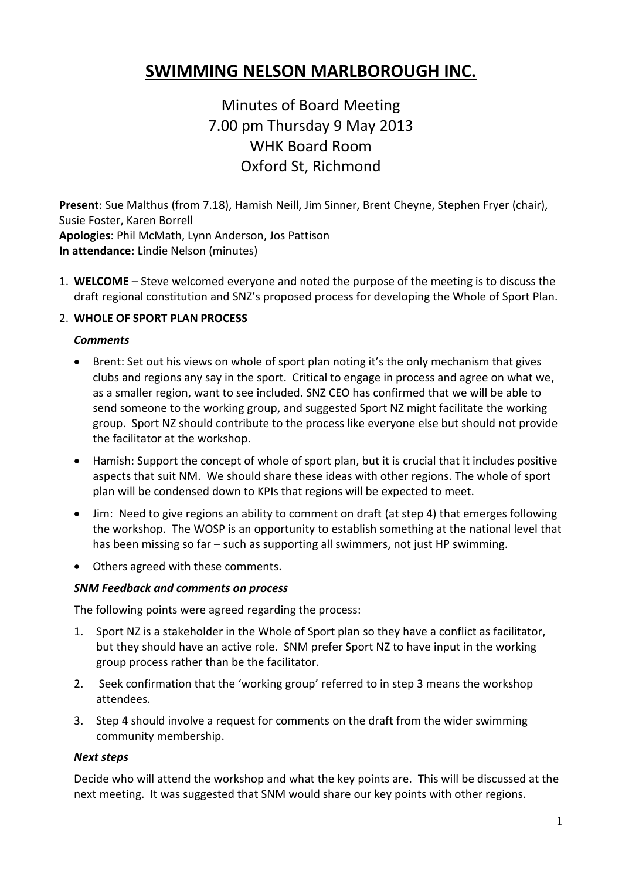# SWIMMING NELSON MARLBOROUGH INC.

## Minutes of Board Meeting
## 7.00 pm Thursday 9 May 2013
## WHK Board Room
## Oxford St, Richmond

**Present**: Sue Malthus (from 7.18), Hamish Neill, Jim Sinner, Brent Cheyne, Stephen Fryer (chair), Susie Foster, Karen Borrell
**Apologies**: Phil McMath, Lynn Anderson, Jos Pattison
**In attendance**: Lindie Nelson (minutes)

1. **WELCOME** – Steve welcomed everyone and noted the purpose of the meeting is to discuss the draft regional constitution and SNZ's proposed process for developing the Whole of Sport Plan.

2. **WHOLE OF SPORT PLAN PROCESS**

   ***Comments***

   - Brent: Set out his views on whole of sport plan noting it's the only mechanism that gives clubs and regions any say in the sport. Critical to engage in process and agree on what we, as a smaller region, want to see included. SNZ CEO has confirmed that we will be able to send someone to the working group, and suggested Sport NZ might facilitate the working group. Sport NZ should contribute to the process like everyone else but should not provide the facilitator at the workshop.
   - Hamish: Support the concept of whole of sport plan, but it is crucial that it includes positive aspects that suit NM. We should share these ideas with other regions. The whole of sport plan will be condensed down to KPIs that regions will be expected to meet.
   - Jim: Need to give regions an ability to comment on draft (at step 4) that emerges following the workshop. The WOSP is an opportunity to establish something at the national level that has been missing so far – such as supporting all swimmers, not just HP swimming.
   - Others agreed with these comments.

   ***SNM Feedback and comments on process***

   The following points were agreed regarding the process:

   1. Sport NZ is a stakeholder in the Whole of Sport plan so they have a conflict as facilitator, but they should have an active role. SNM prefer Sport NZ to have input in the working group process rather than be the facilitator.
   2. Seek confirmation that the 'working group' referred to in step 3 means the workshop attendees.
   3. Step 4 should involve a request for comments on the draft from the wider swimming community membership.

   ***Next steps***

   Decide who will attend the workshop and what the key points are. This will be discussed at the next meeting. It was suggested that SNM would share our key points with other regions.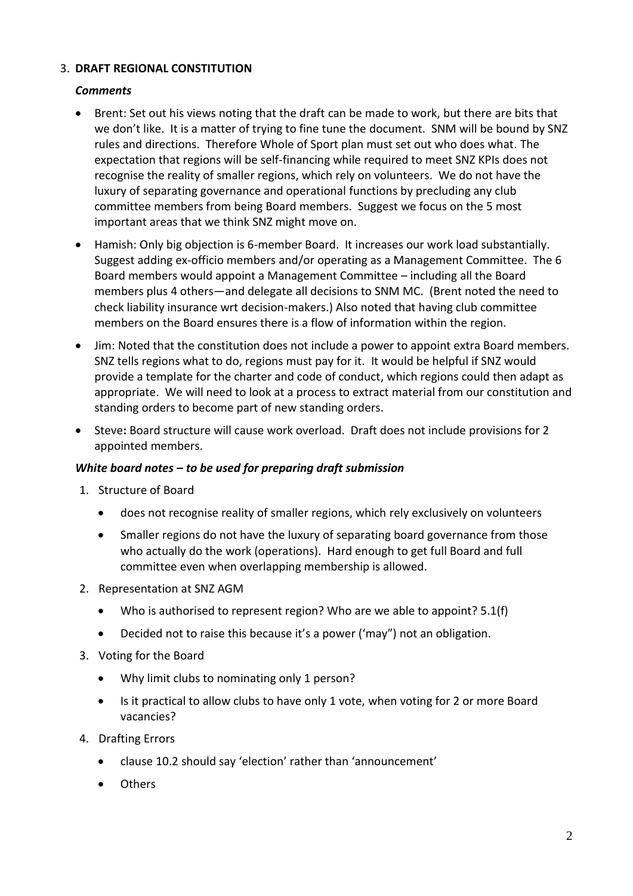3. **DRAFT REGIONAL CONSTITUTION**

   ***Comments***

- Brent: Set out his views noting that the draft can be made to work, but there are bits that we don't like. It is a matter of trying to fine tune the document. SNM will be bound by SNZ rules and directions. Therefore Whole of Sport plan must set out who does what. The expectation that regions will be self-financing while required to meet SNZ KPIs does not recognise the reality of smaller regions, which rely on volunteers. We do not have the luxury of separating governance and operational functions by precluding any club committee members from being Board members. Suggest we focus on the 5 most important areas that we think SNZ might move on.
- Hamish: Only big objection is 6-member Board. It increases our work load substantially. Suggest adding ex-officio members and/or operating as a Management Committee. The 6 Board members would appoint a Management Committee – including all the Board members plus 4 others—and delegate all decisions to SNM MC. (Brent noted the need to check liability insurance wrt decision-makers.) Also noted that having club committee members on the Board ensures there is a flow of information within the region.
- Jim: Noted that the constitution does not include a power to appoint extra Board members. SNZ tells regions what to do, regions must pay for it. It would be helpful if SNZ would provide a template for the charter and code of conduct, which regions could then adapt as appropriate. We will need to look at a process to extract material from our constitution and standing orders to become part of new standing orders.
- Steve**:** Board structure will cause work overload. Draft does not include provisions for 2 appointed members.

***White board notes – to be used for preparing draft submission***

1. Structure of Board
   - does not recognise reality of smaller regions, which rely exclusively on volunteers
   - Smaller regions do not have the luxury of separating board governance from those who actually do the work (operations). Hard enough to get full Board and full committee even when overlapping membership is allowed.
2. Representation at SNZ AGM
   - Who is authorised to represent region? Who are we able to appoint? 5.1(f)
   - Decided not to raise this because it's a power ('may") not an obligation.
3. Voting for the Board
   - Why limit clubs to nominating only 1 person?
   - Is it practical to allow clubs to have only 1 vote, when voting for 2 or more Board vacancies?
4. Drafting Errors
   - clause 10.2 should say 'election' rather than 'announcement'
   - Others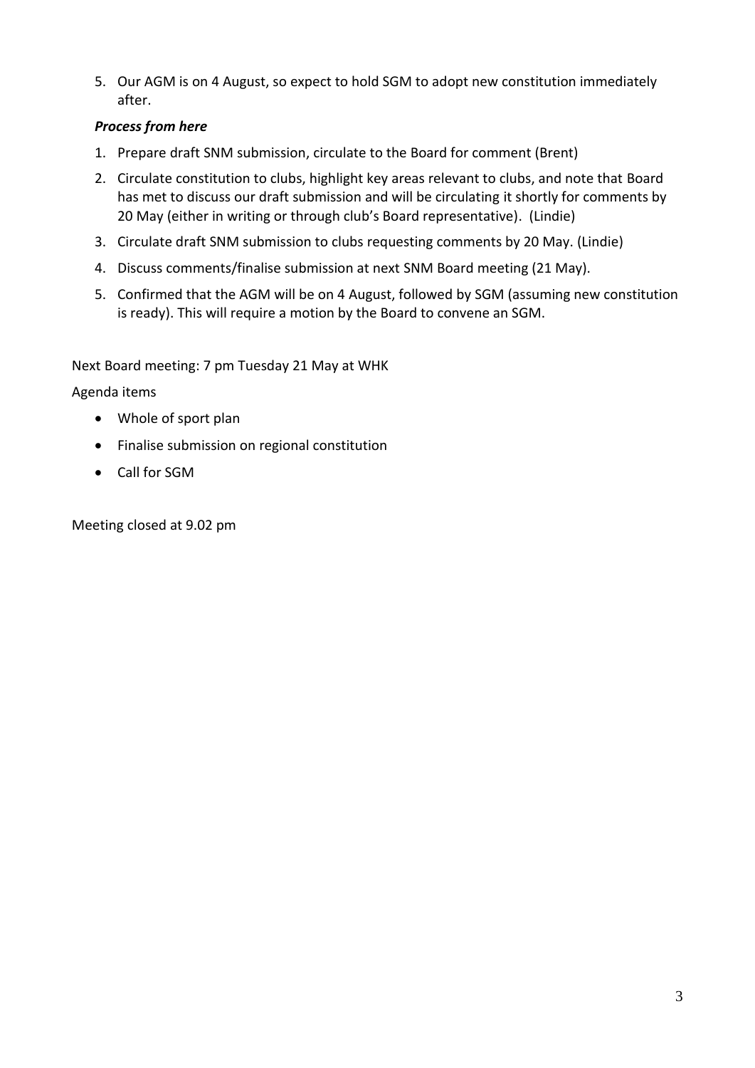5. Our AGM is on 4 August, so expect to hold SGM to adopt new constitution immediately after.

***Process from here***

1. Prepare draft SNM submission, circulate to the Board for comment (Brent)
2. Circulate constitution to clubs, highlight key areas relevant to clubs, and note that Board has met to discuss our draft submission and will be circulating it shortly for comments by 20 May (either in writing or through club's Board representative). (Lindie)
3. Circulate draft SNM submission to clubs requesting comments by 20 May. (Lindie)
4. Discuss comments/finalise submission at next SNM Board meeting (21 May).
5. Confirmed that the AGM will be on 4 August, followed by SGM (assuming new constitution is ready). This will require a motion by the Board to convene an SGM.

Next Board meeting: 7 pm Tuesday 21 May at WHK

Agenda items

- Whole of sport plan
- Finalise submission on regional constitution
- Call for SGM

Meeting closed at 9.02 pm